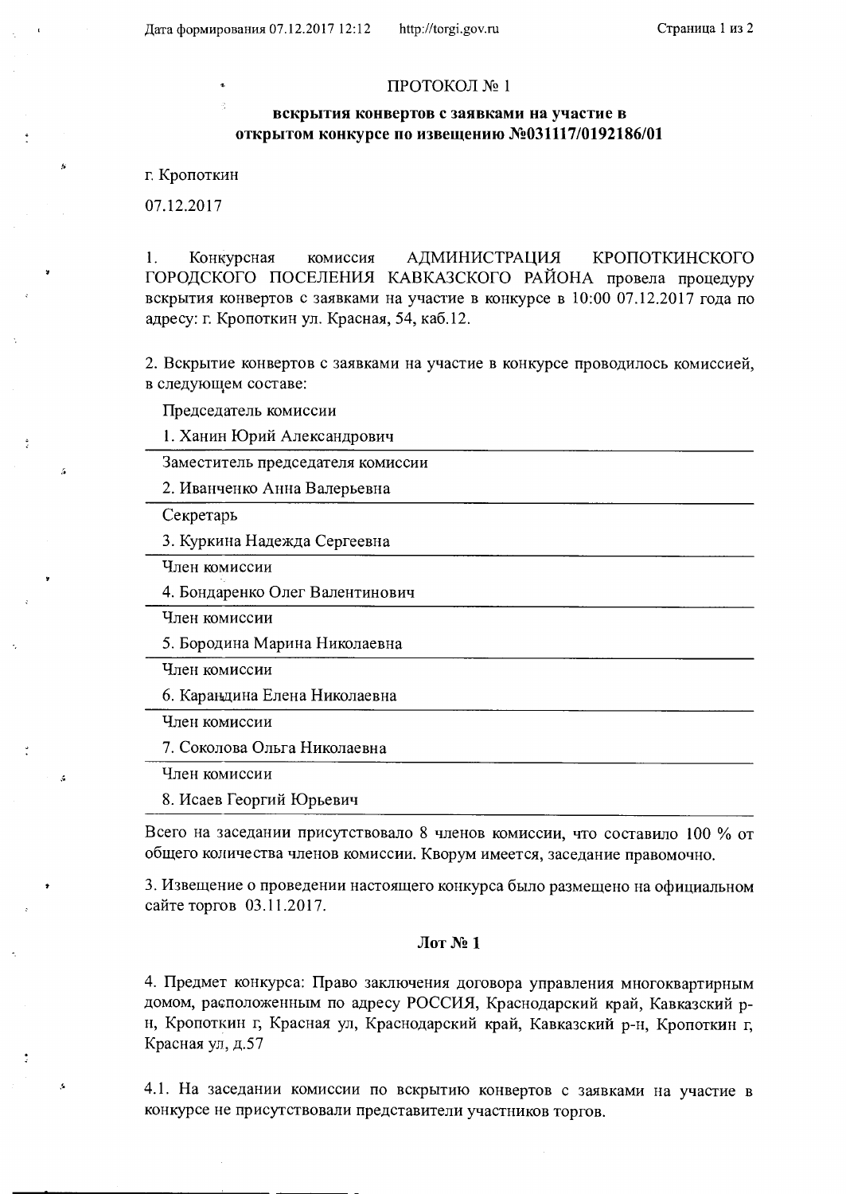ПРОТОКОЛ № 1

**вскрытия конвертов с заявками на участие в открытом конкурсе по извещению №031117/0192186/01**

г. Кропоткин

07.12.2017

1. Конкурсная комиссия АДМИНИСТРАЦИЯ КРОПОТКИНСКОГО ГОРОДСКОГО ПОСЕЛЕНИЯ КАВКАЗСКОГО РАЙОНА провела процедуру вскрытия конвертов с заявками на участие в конкурсе в 10:00 07.12.2017 года по адресу: г. Кропоткин ул. Красная, 54, каб.12.

2. Вскрытие конвертов с заявками на участие в конкурсе проводилось комиссией, в следующем составе:

Председатель комиссии

1. Ханин Юрий Александрович

Заместитель председателя комиссии

2. Иванченко Анна Валерьевна

Секретарь

3. Куркина Надежда Сергеевна

Член комиссии

4. Бондаренко Олег Валентинович

Член комиссии

5. Бородина Марина Николаевна

Член комиссии

6. Карандина Елена Николаевна

Член комиссии

7. Соколова Ольга Николаевна

Член комиссии

8. Исаев Георгий Юрьевич

Всего на заседании присутствовало 8 членов комиссии, что составило 100 % от общего количества членов комиссии. Кворум имеется, заседание правомочно.

3. Извещение о проведении настоящего конкурса было размещено на официальном сайте торгов 03.11.2017.

**Лот № 1**

4. Предмет конкурса: Право заключения договора управления многоквартирным домом, расположенным по адресу РОССИЯ, Краснодарский край, Кавказский р-н, Кропоткин г, Красная ул, Краснодарский край, Кавказский р-н, Кропоткин г, Красная ул, д.57

4.1. На заседании комиссии по вскрытию конвертов с заявками на участие в конкурсе не присутствовали представители участников торгов.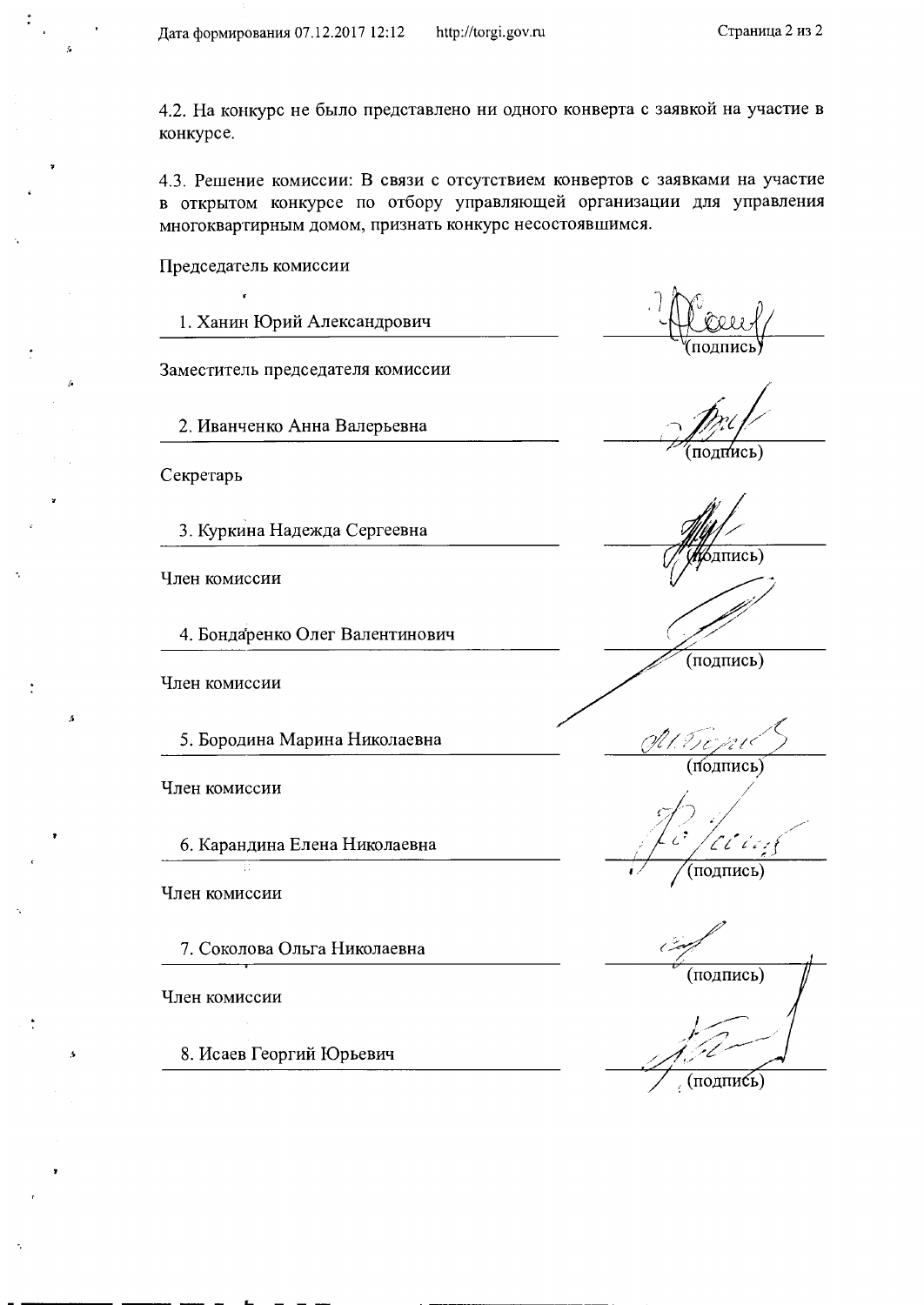4.2. На конкурс не было представлено ни одного конверта с заявкой на участие в конкурсе.

4.3. Решение комиссии: В связи с отсутствием конвертов с заявками на участие в открытом конкурсе по отбору управляющей организации для управления многоквартирным домом, признать конкурс несостоявшимся.

Председатель комиссии

1. Ханин Юрий Александрович ______________ (подпись)

Заместитель председателя комиссии

2. Иванченко Анна Валерьевна ______________ (подпись)

Секретарь

3. Куркина Надежда Сергеевна ______________ (подпись)

Член комиссии

4. Бондаренко Олег Валентинович ______________ (подпись)

Член комиссии

5. Бородина Марина Николаевна ______________ (подпись)

Член комиссии

6. Карандина Елена Николаевна ______________ (подпись)

Член комиссии

7. Соколова Ольга Николаевна ______________ (подпись)

Член комиссии

8. Исаев Георгий Юрьевич ______________ (подпись)